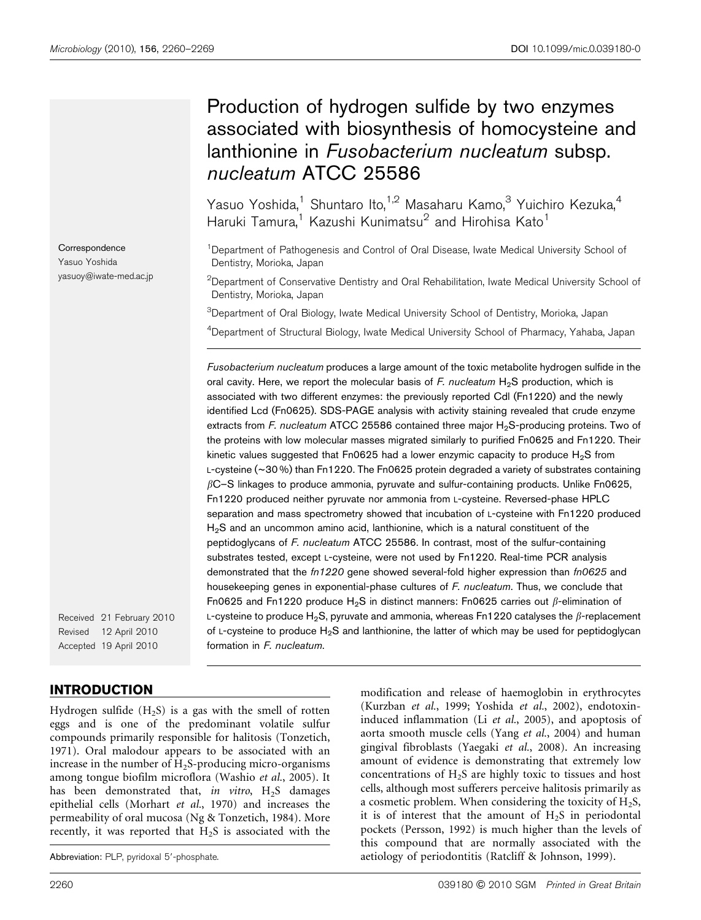# Production of hydrogen sulfide by two enzymes associated with biosynthesis of homocysteine and lanthionine in *Fusobacterium nucleatum* subsp. *nucleatum* ATCC 25586

Yasuo Yoshida,[1] Shuntaro Ito,[1,2] Masaharu Kamo,[3] Yuichiro Kezuka,[4] Haruki Tamura,[1] Kazushi Kunimatsu[2] and Hirohisa Kato[1]

[1]Department of Pathogenesis and Control of Oral Disease, Iwate Medical University School of Dentistry, Morioka, Japan

[2]Department of Conservative Dentistry and Oral Rehabilitation, Iwate Medical University School of Dentistry, Morioka, Japan

[3]Department of Oral Biology, Iwate Medical University School of Dentistry, Morioka, Japan

[4]Department of Structural Biology, Iwate Medical University School of Pharmacy, Yahaba, Japan

Correspondence
Yasuo Yoshida
yasuoy@iwate-med.ac.jp

*Fusobacterium nucleatum* produces a large amount of the toxic metabolite hydrogen sulfide in the oral cavity. Here, we report the molecular basis of *F. nucleatum* $H_2S$ production, which is associated with two different enzymes: the previously reported Cdl (Fn1220) and the newly identified Lcd (Fn0625). SDS-PAGE analysis with activity staining revealed that crude enzyme extracts from *F. nucleatum* ATCC 25586 contained three major $H_2S$-producing proteins. Two of the proteins with low molecular masses migrated similarly to purified Fn0625 and Fn1220. Their kinetic values suggested that Fn0625 had a lower enzymic capacity to produce $H_2S$ from L-cysteine (~30 %) than Fn1220. The Fn0625 protein degraded a variety of substrates containing $\beta$C–S linkages to produce ammonia, pyruvate and sulfur-containing products. Unlike Fn0625, Fn1220 produced neither pyruvate nor ammonia from L-cysteine. Reversed-phase HPLC separation and mass spectrometry showed that incubation of L-cysteine with Fn1220 produced $H_2S$ and an uncommon amino acid, lanthionine, which is a natural constituent of the peptidoglycans of *F. nucleatum* ATCC 25586. In contrast, most of the sulfur-containing substrates tested, except L-cysteine, were not used by Fn1220. Real-time PCR analysis demonstrated that the *fn1220* gene showed several-fold higher expression than *fn0625* and housekeeping genes in exponential-phase cultures of *F. nucleatum*. Thus, we conclude that Fn0625 and Fn1220 produce $H_2S$ in distinct manners: Fn0625 carries out $\beta$-elimination of L-cysteine to produce $H_2S$, pyruvate and ammonia, whereas Fn1220 catalyses the $\beta$-replacement of L-cysteine to produce $H_2S$ and lanthionine, the latter of which may be used for peptidoglycan formation in *F. nucleatum*.

Received 21 February 2010
Revised 12 April 2010
Accepted 19 April 2010

## INTRODUCTION

Hydrogen sulfide ($H_2S$) is a gas with the smell of rotten eggs and is one of the predominant volatile sulfur compounds primarily responsible for halitosis (Tonzetich, 1971). Oral malodour appears to be associated with an increase in the number of $H_2S$-producing micro-organisms among tongue biofilm microflora (Washio *et al.*, 2005). It has been demonstrated that, *in vitro*, $H_2S$ damages epithelial cells (Morhart *et al.*, 1970) and increases the permeability of oral mucosa (Ng & Tonzetich, 1984). More recently, it was reported that $H_2S$ is associated with the modification and release of haemoglobin in erythrocytes (Kurzban *et al.*, 1999; Yoshida *et al.*, 2002), endotoxin-induced inflammation (Li *et al.*, 2005), and apoptosis of aorta smooth muscle cells (Yang *et al.*, 2004) and human gingival fibroblasts (Yaegaki *et al.*, 2008). An increasing amount of evidence is demonstrating that extremely low concentrations of $H_2S$ are highly toxic to tissues and host cells, although most sufferers perceive halitosis primarily as a cosmetic problem. When considering the toxicity of $H_2S$, it is of interest that the amount of $H_2S$ in periodontal pockets (Persson, 1992) is much higher than the levels of this compound that are normally associated with the aetiology of periodontitis (Ratcliff & Johnson, 1999).

Abbreviation: PLP, pyridoxal 5′-phosphate.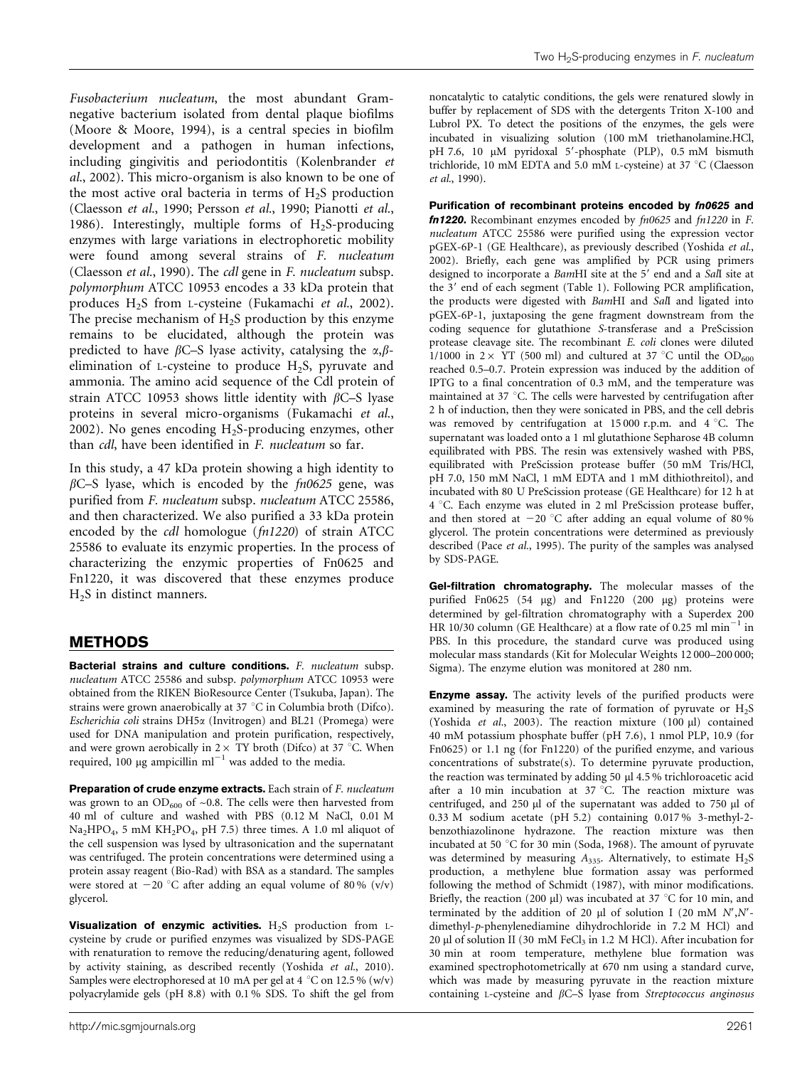*Fusobacterium nucleatum*, the most abundant Gram-negative bacterium isolated from dental plaque biofilms (Moore & Moore, 1994), is a central species in biofilm development and a pathogen in human infections, including gingivitis and periodontitis (Kolenbrander *et al.*, 2002). This micro-organism is also known to be one of the most active oral bacteria in terms of $H_2S$ production (Claesson *et al.*, 1990; Persson *et al.*, 1990; Pianotti *et al.*, 1986). Interestingly, multiple forms of $H_2S$-producing enzymes with large variations in electrophoretic mobility were found among several strains of *F. nucleatum* (Claesson *et al.*, 1990). The *cdl* gene in *F. nucleatum* subsp. *polymorphum* ATCC 10953 encodes a 33 kDa protein that produces $H_2S$ from L-cysteine (Fukamachi *et al.*, 2002). The precise mechanism of $H_2S$ production by this enzyme remains to be elucidated, although the protein was predicted to have βC–S lyase activity, catalysing the α,β-elimination of L-cysteine to produce $H_2S$, pyruvate and ammonia. The amino acid sequence of the Cdl protein of strain ATCC 10953 shows little identity with βC–S lyase proteins in several micro-organisms (Fukamachi *et al.*, 2002). No genes encoding $H_2S$-producing enzymes, other than *cdl*, have been identified in *F. nucleatum* so far.

In this study, a 47 kDa protein showing a high identity to βC–S lyase, which is encoded by the *fn0625* gene, was purified from *F. nucleatum* subsp. *nucleatum* ATCC 25586, and then characterized. We also purified a 33 kDa protein encoded by the *cdl* homologue (*fn1220*) of strain ATCC 25586 to evaluate its enzymic properties. In the process of characterizing the enzymic properties of Fn0625 and Fn1220, it was discovered that these enzymes produce $H_2S$ in distinct manners.

## METHODS

**Bacterial strains and culture conditions.** *F. nucleatum* subsp. *nucleatum* ATCC 25586 and subsp. *polymorphum* ATCC 10953 were obtained from the RIKEN BioResource Center (Tsukuba, Japan). The strains were grown anaerobically at 37 °C in Columbia broth (Difco). *Escherichia coli* strains DH5α (Invitrogen) and BL21 (Promega) were used for DNA manipulation and protein purification, respectively, and were grown aerobically in 2× TY broth (Difco) at 37 °C. When required, 100 μg ampicillin $ml^{-1}$ was added to the media.

**Preparation of crude enzyme extracts.** Each strain of *F. nucleatum* was grown to an $OD_{600}$ of ~0.8. The cells were then harvested from 40 ml of culture and washed with PBS (0.12 M NaCl, 0.01 M $Na_2HPO_4$, 5 mM $KH_2PO_4$, pH 7.5) three times. A 1.0 ml aliquot of the cell suspension was lysed by ultrasonication and the supernatant was centrifuged. The protein concentrations were determined using a protein assay reagent (Bio-Rad) with BSA as a standard. The samples were stored at −20 °C after adding an equal volume of 80 % (v/v) glycerol.

**Visualization of enzymic activities.** $H_2S$ production from L-cysteine by crude or purified enzymes was visualized by SDS-PAGE with renaturation to remove the reducing/denaturing agent, followed by activity staining, as described recently (Yoshida *et al.*, 2010). Samples were electrophoresed at 10 mA per gel at 4 °C on 12.5 % (w/v) polyacrylamide gels (pH 8.8) with 0.1 % SDS. To shift the gel from noncatalytic to catalytic conditions, the gels were renatured slowly in buffer by replacement of SDS with the detergents Triton X-100 and Lubrol PX. To detect the positions of the enzymes, the gels were incubated in visualizing solution (100 mM triethanolamine.HCl, pH 7.6, 10 μM pyridoxal 5′-phosphate (PLP), 0.5 mM bismuth trichloride, 10 mM EDTA and 5.0 mM L-cysteine) at 37 °C (Claesson *et al.*, 1990).

**Purification of recombinant proteins encoded by *fn0625* and *fn1220*.** Recombinant enzymes encoded by *fn0625* and *fn1220* in *F. nucleatum* ATCC 25586 were purified using the expression vector pGEX-6P-1 (GE Healthcare), as previously described (Yoshida *et al.*, 2002). Briefly, each gene was amplified by PCR using primers designed to incorporate a *Bam*HI site at the 5′ end and a *Sal*I site at the 3′ end of each segment (Table 1). Following PCR amplification, the products were digested with *Bam*HI and *Sal*I and ligated into pGEX-6P-1, juxtaposing the gene fragment downstream from the coding sequence for glutathione *S*-transferase and a PreScission protease cleavage site. The recombinant *E. coli* clones were diluted 1/1000 in 2× YT (500 ml) and cultured at 37 °C until the $OD_{600}$ reached 0.5–0.7. Protein expression was induced by the addition of IPTG to a final concentration of 0.3 mM, and the temperature was maintained at 37 °C. The cells were harvested by centrifugation after 2 h of induction, then they were sonicated in PBS, and the cell debris was removed by centrifugation at 15 000 r.p.m. and 4 °C. The supernatant was loaded onto a 1 ml glutathione Sepharose 4B column equilibrated with PBS. The resin was extensively washed with PBS, equilibrated with PreScission protease buffer (50 mM Tris/HCl, pH 7.0, 150 mM NaCl, 1 mM EDTA and 1 mM dithiothreitol), and incubated with 80 U PreScission protease (GE Healthcare) for 12 h at 4 °C. Each enzyme was eluted in 2 ml PreScission protease buffer, and then stored at −20 °C after adding an equal volume of 80 % glycerol. The protein concentrations were determined as previously described (Pace *et al.*, 1995). The purity of the samples was analysed by SDS-PAGE.

**Gel-filtration chromatography.** The molecular masses of the purified Fn0625 (54 μg) and Fn1220 (200 μg) proteins were determined by gel-filtration chromatography with a Superdex 200 HR 10/30 column (GE Healthcare) at a flow rate of 0.25 ml $min^{-1}$ in PBS. In this procedure, the standard curve was produced using molecular mass standards (Kit for Molecular Weights 12 000–200 000; Sigma). The enzyme elution was monitored at 280 nm.

**Enzyme assay.** The activity levels of the purified products were examined by measuring the rate of formation of pyruvate or $H_2S$ (Yoshida *et al.*, 2003). The reaction mixture (100 μl) contained 40 mM potassium phosphate buffer (pH 7.6), 1 nmol PLP, 10.9 (for Fn0625) or 1.1 ng (for Fn1220) of the purified enzyme, and various concentrations of substrate(s). To determine pyruvate production, the reaction was terminated by adding 50 μl 4.5 % trichloroacetic acid after a 10 min incubation at 37 °C. The reaction mixture was centrifuged, and 250 μl of the supernatant was added to 750 μl of 0.33 M sodium acetate (pH 5.2) containing 0.017 % 3-methyl-2-benzothiazolinone hydrazone. The reaction mixture was then incubated at 50 °C for 30 min (Soda, 1968). The amount of pyruvate was determined by measuring $A_{335}$. Alternatively, to estimate $H_2S$ production, a methylene blue formation assay was performed following the method of Schmidt (1987), with minor modifications. Briefly, the reaction (200 μl) was incubated at 37 °C for 10 min, and terminated by the addition of 20 μl of solution I (20 mM *N*′,*N*′-dimethyl-*p*-phenylenediamine dihydrochloride in 7.2 M HCl) and 20 μl of solution II (30 mM $FeCl_3$ in 1.2 M HCl). After incubation for 30 min at room temperature, methylene blue formation was examined spectrophotometrically at 670 nm using a standard curve, which was made by measuring pyruvate in the reaction mixture containing L-cysteine and βC–S lyase from *Streptococcus anginosus*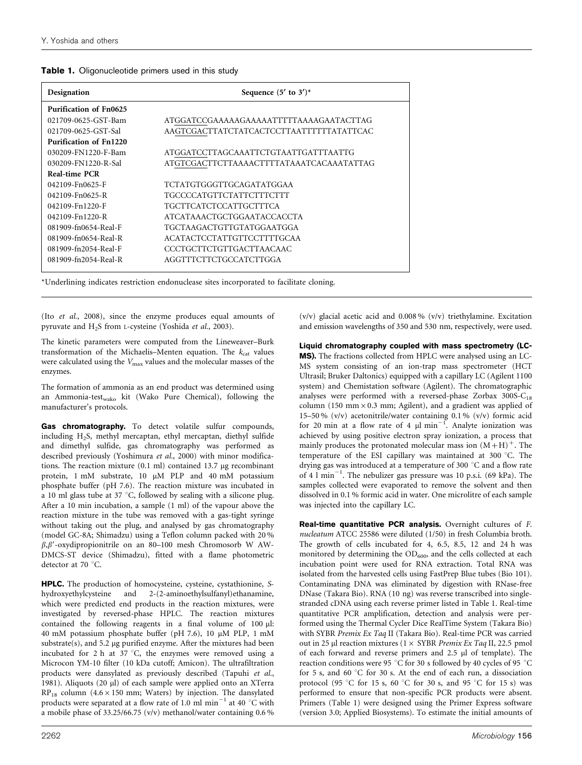**Table 1.** Oligonucleotide primers used in this study

| Designation | Sequence (5′ to 3′)* |
|---|---|
| **Purification of Fn0625** | |
| 021709-0625-GST-Bam | ATGGATCCGAAAAAGAAAAATTTTTAAAAGAATACTTAG |
| 021709-0625-GST-Sal | AAGTCGACTTATCTATCACTCCTTAATTTTTTATATTCAC |
| **Purification of Fn1220** | |
| 030209-FN1220-F-Bam | ATGGATCCTTAGCAAATTCTGTAATTGATTTAATTG |
| 030209-FN1220-R-Sal | ATGTCGACTTCTTAAAACTTTTATAAATCACAAATATTAG |
| **Real-time PCR** | |
| 042109-Fn0625-F | TCTATGTGGGTTGCAGATATGGAA |
| 042109-Fn0625-R | TGCCCCATGTTCTATTCTTTCTTT |
| 042109-Fn1220-F | TGCTTCATCTCCATTGCTTTCA |
| 042109-Fn1220-R | ATCATAAACTGCTGGAATACCACCTA |
| 081909-fn0654-Real-F | TGCTAAGACTGTTGTATGGAATGGA |
| 081909-fn0654-Real-R | ACATACTCCTATTGTTCCTTTTGCAA |
| 081909-fn2054-Real-F | CCCTGCTTCTGTTGACTTAACAAC |
| 081909-fn2054-Real-R | AGGTTTCTTCTGCCATCTTGGA |

*Underlining indicates restriction endonuclease sites incorporated to facilitate cloning.

(Ito *et al.*, 2008), since the enzyme produces equal amounts of pyruvate and $H_2S$ from L-cysteine (Yoshida *et al.*, 2003).

The kinetic parameters were computed from the Lineweaver–Burk transformation of the Michaelis–Menten equation. The $k_{cat}$ values were calculated using the $V_{max}$ values and the molecular masses of the enzymes.

The formation of ammonia as an end product was determined using an Ammonia-test$_{wako}$ kit (Wako Pure Chemical), following the manufacturer's protocols.

**Gas chromatography.** To detect volatile sulfur compounds, including $H_2S$, methyl mercaptan, ethyl mercaptan, diethyl sulfide and dimethyl sulfide, gas chromatography was performed as described previously (Yoshimura *et al.*, 2000) with minor modifications. The reaction mixture (0.1 ml) contained 13.7 μg recombinant protein, 1 mM substrate, 10 μM PLP and 40 mM potassium phosphate buffer (pH 7.6). The reaction mixture was incubated in a 10 ml glass tube at 37 °C, followed by sealing with a silicone plug. After a 10 min incubation, a sample (1 ml) of the vapour above the reaction mixture in the tube was removed with a gas-tight syringe without taking out the plug, and analysed by gas chromatography (model GC-8A; Shimadzu) using a Teflon column packed with 20 % $\beta,\beta'$-oxydipropionitrile on an 80–100 mesh Chromosorb W AW-DMCS-ST device (Shimadzu), fitted with a flame photometric detector at 70 °C.

**HPLC.** The production of homocysteine, cysteine, cystathionine, S-hydroxyethylcysteine and 2-(2-aminoethylsulfanyl)ethanamine, which were predicted end products in the reaction mixtures, were investigated by reversed-phase HPLC. The reaction mixtures contained the following reagents in a final volume of 100 μl: 40 mM potassium phosphate buffer (pH 7.6), 10 μM PLP, 1 mM substrate(s), and 5.2 μg purified enzyme. After the mixtures had been incubated for 2 h at 37 °C, the enzymes were removed using a Microcon YM-10 filter (10 kDa cutoff; Amicon). The ultrafiltration products were dansylated as previously described (Tapuhi *et al.*, 1981). Aliquots (20 μl) of each sample were applied onto an XTerra $RP_{18}$ column (4.6 × 150 mm; Waters) by injection. The dansylated products were separated at a flow rate of 1.0 ml $min^{-1}$ at 40 °C with a mobile phase of 33.25/66.75 (v/v) methanol/water containing 0.6 % (v/v) glacial acetic acid and 0.008 % (v/v) triethylamine. Excitation and emission wavelengths of 350 and 530 nm, respectively, were used.

**Liquid chromatography coupled with mass spectrometry (LC-MS).** The fractions collected from HPLC were analysed using an LC-MS system consisting of an ion-trap mass spectrometer (HCT Ultrasil; Bruker Daltonics) equipped with a capillary LC (Agilent 1100 system) and Chemistation software (Agilent). The chromatographic analyses were performed with a reversed-phase Zorbax 300S-$C_{18}$ column (150 mm × 0.3 mm; Agilent), and a gradient was applied of 15–50 % (v/v) acetonitrile/water containing 0.1 % (v/v) formic acid for 20 min at a flow rate of 4 μl $min^{-1}$. Analyte ionization was achieved by using positive electron spray ionization, a process that mainly produces the protonated molecular mass ion $(M+H)^+$. The temperature of the ESI capillary was maintained at 300 °C. The drying gas was introduced at a temperature of 300 °C and a flow rate of 4 l $min^{-1}$. The nebulizer gas pressure was 10 p.s.i. (69 kPa). The samples collected were evaporated to remove the solvent and then dissolved in 0.1 % formic acid in water. One microlitre of each sample was injected into the capillary LC.

**Real-time quantitative PCR analysis.** Overnight cultures of *F. nucleatum* ATCC 25586 were diluted (1/50) in fresh Columbia broth. The growth of cells incubated for 4, 6.5, 8.5, 12 and 24 h was monitored by determining the $OD_{600}$, and the cells collected at each incubation point were used for RNA extraction. Total RNA was isolated from the harvested cells using FastPrep Blue tubes (Bio 101). Contaminating DNA was eliminated by digestion with RNase-free DNase (Takara Bio). RNA (10 ng) was reverse transcribed into single-stranded cDNA using each reverse primer listed in Table 1. Real-time quantitative PCR amplification, detection and analysis were performed using the Thermal Cycler Dice RealTime System (Takara Bio) with SYBR *Premix Ex Taq* II (Takara Bio). Real-time PCR was carried out in 25 μl reaction mixtures (1 × SYBR *Premix Ex Taq* II, 22.5 pmol of each forward and reverse primers and 2.5 μl of template). The reaction conditions were 95 °C for 30 s followed by 40 cycles of 95 °C for 5 s, and 60 °C for 30 s. At the end of each run, a dissociation protocol (95 °C for 15 s, 60 °C for 30 s, and 95 °C for 15 s) was performed to ensure that non-specific PCR products were absent. Primers (Table 1) were designed using the Primer Express software (version 3.0; Applied Biosystems). To estimate the initial amounts of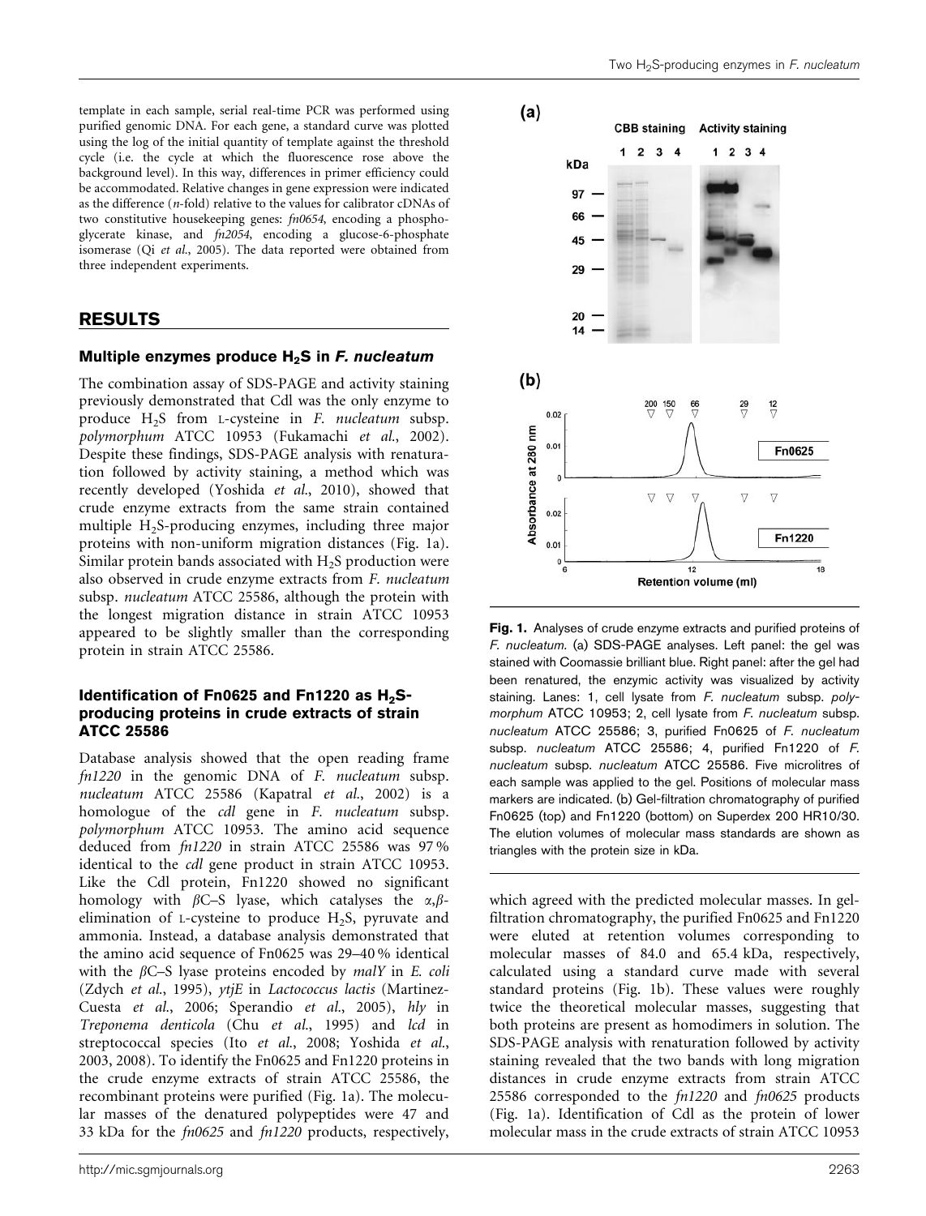template in each sample, serial real-time PCR was performed using purified genomic DNA. For each gene, a standard curve was plotted using the log of the initial quantity of template against the threshold cycle (i.e. the cycle at which the fluorescence rose above the background level). In this way, differences in primer efficiency could be accommodated. Relative changes in gene expression were indicated as the difference (*n*-fold) relative to the values for calibrator cDNAs of two constitutive housekeeping genes: *fn0654*, encoding a phosphoglycerate kinase, and *fn2054*, encoding a glucose-6-phosphate isomerase (Qi *et al.*, 2005). The data reported were obtained from three independent experiments.

## RESULTS

### Multiple enzymes produce $H_2S$ in *F. nucleatum*

The combination assay of SDS-PAGE and activity staining previously demonstrated that Cdl was the only enzyme to produce $H_2S$ from L-cysteine in *F. nucleatum* subsp. *polymorphum* ATCC 10953 (Fukamachi *et al.*, 2002). Despite these findings, SDS-PAGE analysis with renaturation followed by activity staining, a method which was recently developed (Yoshida *et al.*, 2010), showed that crude enzyme extracts from the same strain contained multiple $H_2S$-producing enzymes, including three major proteins with non-uniform migration distances (Fig. 1a). Similar protein bands associated with $H_2S$ production were also observed in crude enzyme extracts from *F. nucleatum* subsp. *nucleatum* ATCC 25586, although the protein with the longest migration distance in strain ATCC 10953 appeared to be slightly smaller than the corresponding protein in strain ATCC 25586.

### Identification of Fn0625 and Fn1220 as $H_2S$-producing proteins in crude extracts of strain ATCC 25586

Database analysis showed that the open reading frame *fn1220* in the genomic DNA of *F. nucleatum* subsp. *nucleatum* ATCC 25586 (Kapatral *et al.*, 2002) is a homologue of the *cdl* gene in *F. nucleatum* subsp. *polymorphum* ATCC 10953. The amino acid sequence deduced from *fn1220* in strain ATCC 25586 was 97 % identical to the *cdl* gene product in strain ATCC 10953. Like the Cdl protein, Fn1220 showed no significant homology with βC–S lyase, which catalyses the α,β-elimination of L-cysteine to produce $H_2S$, pyruvate and ammonia. Instead, a database analysis demonstrated that the amino acid sequence of Fn0625 was 29–40 % identical with the βC–S lyase proteins encoded by *malY* in *E. coli* (Zdych *et al.*, 1995), *ytjE* in *Lactococcus lactis* (Martinez-Cuesta *et al.*, 2006; Sperandio *et al.*, 2005), *hly* in *Treponema denticola* (Chu *et al.*, 1995) and *lcd* in streptococcal species (Ito *et al.*, 2008; Yoshida *et al.*, 2003, 2008). To identify the Fn0625 and Fn1220 proteins in the crude enzyme extracts of strain ATCC 25586, the recombinant proteins were purified (Fig. 1a). The molecular masses of the denatured polypeptides were 47 and 33 kDa for the *fn0625* and *fn1220* products, respectively, which agreed with the predicted molecular masses. In gel-filtration chromatography, the purified Fn0625 and Fn1220 were eluted at retention volumes corresponding to molecular masses of 84.0 and 65.4 kDa, respectively, calculated using a standard curve made with several standard proteins (Fig. 1b). These values were roughly twice the theoretical molecular masses, suggesting that both proteins are present as homodimers in solution. The SDS-PAGE analysis with renaturation followed by activity staining revealed that the two bands with long migration distances in crude enzyme extracts from strain ATCC 25586 corresponded to the *fn1220* and *fn0625* products (Fig. 1a). Identification of Cdl as the protein of lower molecular mass in the crude extracts of strain ATCC 10953

**Fig. 1.** Analyses of crude enzyme extracts and purified proteins of *F. nucleatum*. (a) SDS-PAGE analyses. Left panel: the gel was stained with Coomassie brilliant blue. Right panel: after the gel had been renatured, the enzymic activity was visualized by activity staining. Lanes: 1, cell lysate from *F. nucleatum* subsp. *polymorphum* ATCC 10953; 2, cell lysate from *F. nucleatum* subsp. *nucleatum* ATCC 25586; 3, purified Fn0625 of *F. nucleatum* subsp. *nucleatum* ATCC 25586; 4, purified Fn1220 of *F. nucleatum* subsp. *nucleatum* ATCC 25586. Five microlitres of each sample was applied to the gel. Positions of molecular mass markers are indicated. (b) Gel-filtration chromatography of purified Fn0625 (top) and Fn1220 (bottom) on Superdex 200 HR10/30. The elution volumes of molecular mass standards are shown as triangles with the protein size in kDa.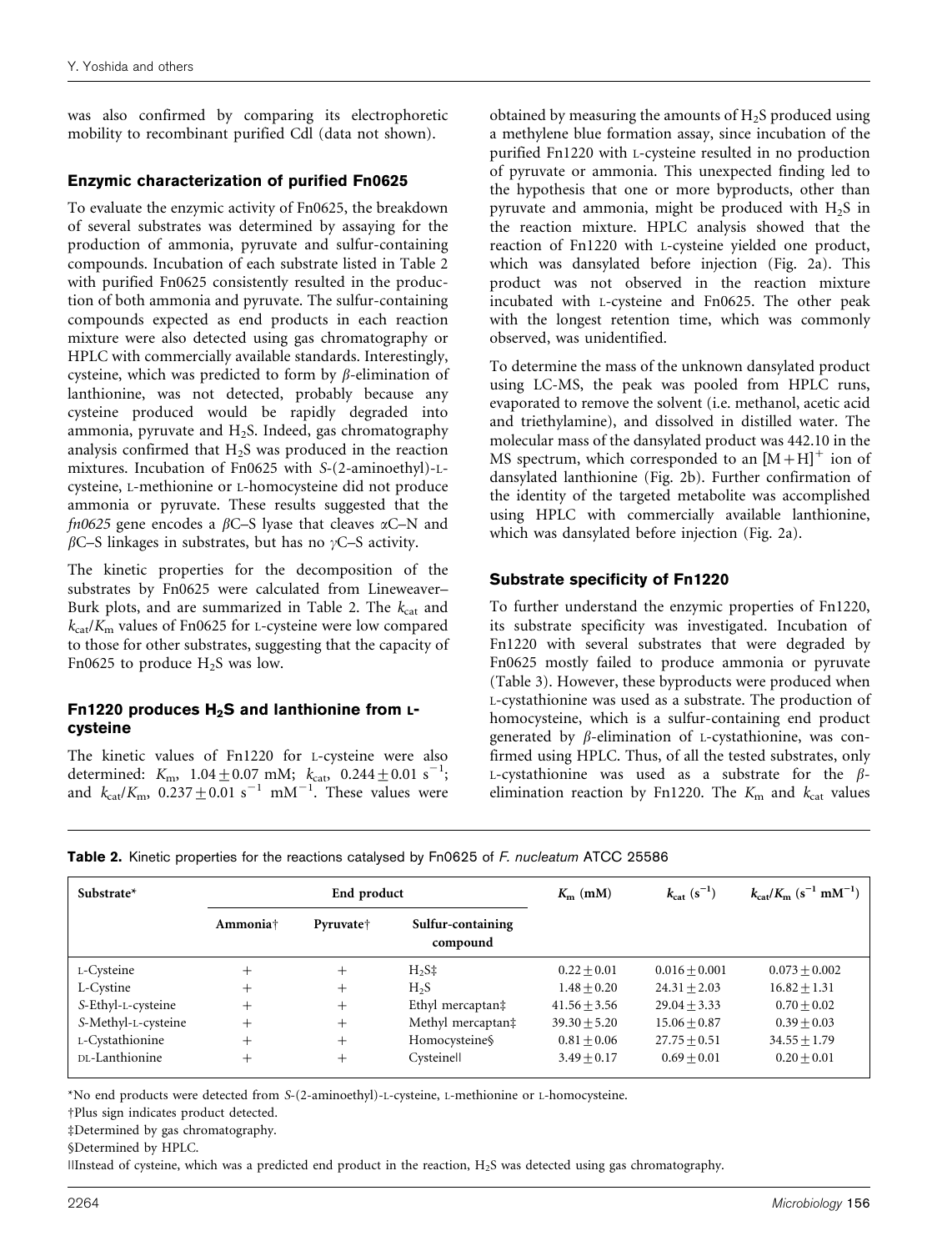was also confirmed by comparing its electrophoretic mobility to recombinant purified Cdl (data not shown).

### Enzymic characterization of purified Fn0625

To evaluate the enzymic activity of Fn0625, the breakdown of several substrates was determined by assaying for the production of ammonia, pyruvate and sulfur-containing compounds. Incubation of each substrate listed in Table 2 with purified Fn0625 consistently resulted in the production of both ammonia and pyruvate. The sulfur-containing compounds expected as end products in each reaction mixture were also detected using gas chromatography or HPLC with commercially available standards. Interestingly, cysteine, which was predicted to form by $\beta$-elimination of lanthionine, was not detected, probably because any cysteine produced would be rapidly degraded into ammonia, pyruvate and $H_2S$. Indeed, gas chromatography analysis confirmed that $H_2S$ was produced in the reaction mixtures. Incubation of Fn0625 with *S*-(2-aminoethyl)-L-cysteine, L-methionine or L-homocysteine did not produce ammonia or pyruvate. These results suggested that the *fn0625* gene encodes a $\beta$C–S lyase that cleaves $\alpha$C–N and $\beta$C–S linkages in substrates, but has no $\gamma$C–S activity.

The kinetic properties for the decomposition of the substrates by Fn0625 were calculated from Lineweaver–Burk plots, and are summarized in Table 2. The $k_{cat}$ and $k_{cat}/K_m$ values of Fn0625 for L-cysteine were low compared to those for other substrates, suggesting that the capacity of Fn0625 to produce $H_2S$ was low.

### Fn1220 produces $H_2S$ and lanthionine from L-cysteine

The kinetic values of Fn1220 for L-cysteine were also determined: $K_m$, $1.04 \pm 0.07$ mM; $k_{cat}$, $0.244 \pm 0.01$ $s^{-1}$; and $k_{cat}/K_m$, $0.237 \pm 0.01$ $s^{-1}$ $mM^{-1}$. These values were obtained by measuring the amounts of $H_2S$ produced using a methylene blue formation assay, since incubation of the purified Fn1220 with L-cysteine resulted in no production of pyruvate or ammonia. This unexpected finding led to the hypothesis that one or more byproducts, other than pyruvate and ammonia, might be produced with $H_2S$ in the reaction mixture. HPLC analysis showed that the reaction of Fn1220 with L-cysteine yielded one product, which was dansylated before injection (Fig. 2a). This product was not observed in the reaction mixture incubated with L-cysteine and Fn0625. The other peak with the longest retention time, which was commonly observed, was unidentified.

To determine the mass of the unknown dansylated product using LC-MS, the peak was pooled from HPLC runs, evaporated to remove the solvent (i.e. methanol, acetic acid and triethylamine), and dissolved in distilled water. The molecular mass of the dansylated product was 442.10 in the MS spectrum, which corresponded to an $[M+H]^+$ ion of dansylated lanthionine (Fig. 2b). Further confirmation of the identity of the targeted metabolite was accomplished using HPLC with commercially available lanthionine, which was dansylated before injection (Fig. 2a).

### Substrate specificity of Fn1220

To further understand the enzymic properties of Fn1220, its substrate specificity was investigated. Incubation of Fn1220 with several substrates that were degraded by Fn0625 mostly failed to produce ammonia or pyruvate (Table 3). However, these byproducts were produced when L-cystathionine was used as a substrate. The production of homocysteine, which is a sulfur-containing end product generated by $\beta$-elimination of L-cystathionine, was confirmed using HPLC. Thus, of all the tested substrates, only L-cystathionine was used as a substrate for the $\beta$-elimination reaction by Fn1220. The $K_m$ and $k_{cat}$ values

**Table 2.** Kinetic properties for the reactions catalysed by Fn0625 of *F. nucleatum* ATCC 25586

| Substrate* | End product | | | $K_m$ (mM) | $k_{cat}$ ($s^{-1}$) | $k_{cat}/K_m$ ($s^{-1}$ $mM^{-1}$) |
|---|---|---|---|---|---|---|
| | Ammonia† | Pyruvate† | Sulfur-containing compound | | | |
| L-Cysteine | + | + | $H_2S$‡ | $0.22 \pm 0.01$ | $0.016 \pm 0.001$ | $0.073 \pm 0.002$ |
| L-Cystine | + | + | $H_2S$ | $1.48 \pm 0.20$ | $24.31 \pm 2.03$ | $16.82 \pm 1.31$ |
| *S*-Ethyl-L-cysteine | + | + | Ethyl mercaptan‡ | $41.56 \pm 3.56$ | $29.04 \pm 3.33$ | $0.70 \pm 0.02$ |
| *S*-Methyl-L-cysteine | + | + | Methyl mercaptan‡ | $39.30 \pm 5.20$ | $15.06 \pm 0.87$ | $0.39 \pm 0.03$ |
| L-Cystathionine | + | + | Homocysteine§ | $0.81 \pm 0.06$ | $27.75 \pm 0.51$ | $34.55 \pm 1.79$ |
| DL-Lanthionine | + | + | Cysteine‖ | $3.49 \pm 0.17$ | $0.69 \pm 0.01$ | $0.20 \pm 0.01$ |

*No end products were detected from *S*-(2-aminoethyl)-L-cysteine, L-methionine or L-homocysteine.

†Plus sign indicates product detected.

‡Determined by gas chromatography.

§Determined by HPLC.

‖Instead of cysteine, which was a predicted end product in the reaction, $H_2S$ was detected using gas chromatography.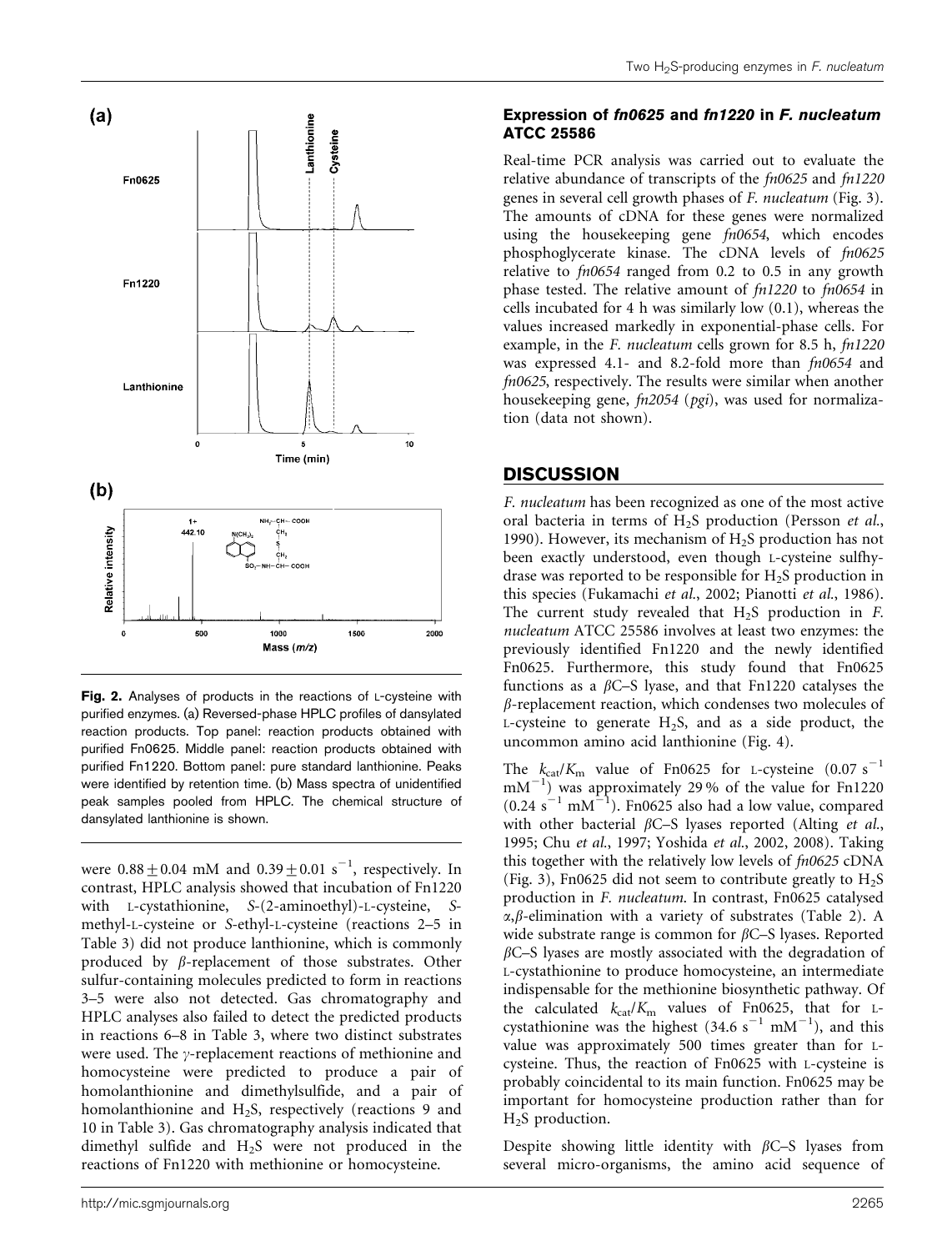Fig. 2. Analyses of products in the reactions of L-cysteine with purified enzymes. (a) Reversed-phase HPLC profiles of dansylated reaction products. Top panel: reaction products obtained with purified Fn0625. Middle panel: reaction products obtained with purified Fn1220. Bottom panel: pure standard lanthionine. Peaks were identified by retention time. (b) Mass spectra of unidentified peak samples pooled from HPLC. The chemical structure of dansylated lanthionine is shown.

were $0.88 \pm 0.04$ mM and $0.39 \pm 0.01$ $s^{-1}$, respectively. In contrast, HPLC analysis showed that incubation of Fn1220 with L-cystathionine, S-(2-aminoethyl)-L-cysteine, S-methyl-L-cysteine or S-ethyl-L-cysteine (reactions 2–5 in Table 3) did not produce lanthionine, which is commonly produced by $\beta$-replacement of those substrates. Other sulfur-containing molecules predicted to form in reactions 3–5 were also not detected. Gas chromatography and HPLC analyses also failed to detect the predicted products in reactions 6–8 in Table 3, where two distinct substrates were used. The $\gamma$-replacement reactions of methionine and homocysteine were predicted to produce a pair of homolanthionine and dimethylsulfide, and a pair of homolanthionine and $H_2S$, respectively (reactions 9 and 10 in Table 3). Gas chromatography analysis indicated that dimethyl sulfide and $H_2S$ were not produced in the reactions of Fn1220 with methionine or homocysteine.

### Expression of *fn0625* and *fn1220* in *F. nucleatum* ATCC 25586

Real-time PCR analysis was carried out to evaluate the relative abundance of transcripts of the *fn0625* and *fn1220* genes in several cell growth phases of *F. nucleatum* (Fig. 3). The amounts of cDNA for these genes were normalized using the housekeeping gene *fn0654*, which encodes phosphoglycerate kinase. The cDNA levels of *fn0625* relative to *fn0654* ranged from 0.2 to 0.5 in any growth phase tested. The relative amount of *fn1220* to *fn0654* in cells incubated for 4 h was similarly low (0.1), whereas the values increased markedly in exponential-phase cells. For example, in the *F. nucleatum* cells grown for 8.5 h, *fn1220* was expressed 4.1- and 8.2-fold more than *fn0654* and *fn0625*, respectively. The results were similar when another housekeeping gene, *fn2054* (*pgi*), was used for normalization (data not shown).

## DISCUSSION

*F. nucleatum* has been recognized as one of the most active oral bacteria in terms of $H_2S$ production (Persson *et al.*, 1990). However, its mechanism of $H_2S$ production has not been exactly understood, even though L-cysteine sulfhydrase was reported to be responsible for $H_2S$ production in this species (Fukamachi *et al.*, 2002; Pianotti *et al.*, 1986). The current study revealed that $H_2S$ production in *F. nucleatum* ATCC 25586 involves at least two enzymes: the previously identified Fn1220 and the newly identified Fn0625. Furthermore, this study found that Fn0625 functions as a $\beta$C–S lyase, and that Fn1220 catalyses the $\beta$-replacement reaction, which condenses two molecules of L-cysteine to generate $H_2S$, and as a side product, the uncommon amino acid lanthionine (Fig. 4).

The $k_{cat}/K_m$ value of Fn0625 for L-cysteine (0.07 $s^{-1}$ $mM^{-1}$) was approximately 29 % of the value for Fn1220 (0.24 $s^{-1}$ $mM^{-1}$). Fn0625 also had a low value, compared with other bacterial $\beta$C–S lyases reported (Alting *et al.*, 1995; Chu *et al.*, 1997; Yoshida *et al.*, 2002, 2008). Taking this together with the relatively low levels of *fn0625* cDNA (Fig. 3), Fn0625 did not seem to contribute greatly to $H_2S$ production in *F. nucleatum*. In contrast, Fn0625 catalysed $\alpha,\beta$-elimination with a variety of substrates (Table 2). A wide substrate range is common for $\beta$C–S lyases. Reported $\beta$C–S lyases are mostly associated with the degradation of L-cystathionine to produce homocysteine, an intermediate indispensable for the methionine biosynthetic pathway. Of the calculated $k_{cat}/K_m$ values of Fn0625, that for L-cystathionine was the highest (34.6 $s^{-1}$ $mM^{-1}$), and this value was approximately 500 times greater than for L-cysteine. Thus, the reaction of Fn0625 with L-cysteine is probably coincidental to its main function. Fn0625 may be important for homocysteine production rather than for $H_2S$ production.

Despite showing little identity with $\beta$C–S lyases from several micro-organisms, the amino acid sequence of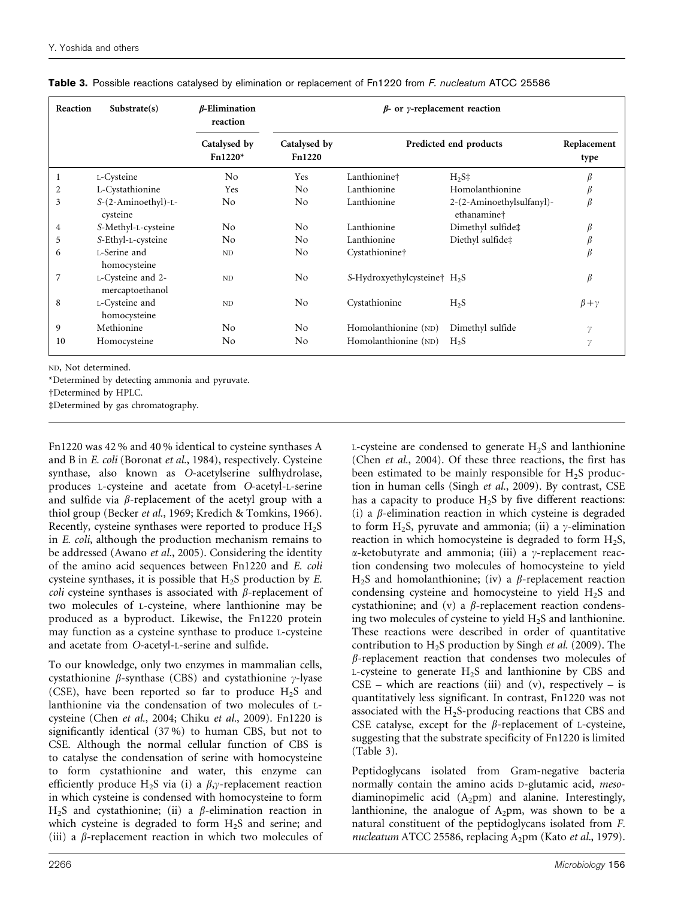**Table 3.** Possible reactions catalysed by elimination or replacement of Fn1220 from *F. nucleatum* ATCC 25586

| Reaction | Substrate(s) | *β*-Elimination reaction | *β*- or *γ*-replacement reaction | | | |
|---|---|---|---|---|---|---|
| | | Catalysed by Fn1220* | Catalysed by Fn1220 | Predicted end products | | Replacement type |
| 1 | L-Cysteine | No | Yes | Lanthionine† | $H_2S$‡ | *β* |
| 2 | L-Cystathionine | Yes | No | Lanthionine | Homolanthionine | *β* |
| 3 | *S*-(2-Aminoethyl)-L-cysteine | No | No | Lanthionine | 2-(2-Aminoethylsulfanyl)-ethanamine† | *β* |
| 4 | *S*-Methyl-L-cysteine | No | No | Lanthionine | Dimethyl sulfide‡ | *β* |
| 5 | *S*-Ethyl-L-cysteine | No | No | Lanthionine | Diethyl sulfide‡ | *β* |
| 6 | L-Serine and homocysteine | ND | No | Cystathionine† | | *β* |
| 7 | L-Cysteine and 2-mercaptoethanol | ND | No | *S*-Hydroxyethylcysteine† | $H_2S$ | *β* |
| 8 | L-Cysteine and homocysteine | ND | No | Cystathionine | $H_2S$ | *β* + *γ* |
| 9 | Methionine | No | No | Homolanthionine (ND) | Dimethyl sulfide | *γ* |
| 10 | Homocysteine | No | No | Homolanthionine (ND) | $H_2S$ | *γ* |

ND, Not determined.

*Determined by detecting ammonia and pyruvate.

†Determined by HPLC.

‡Determined by gas chromatography.

Fn1220 was 42 % and 40 % identical to cysteine synthases A and B in *E. coli* (Boronat *et al.*, 1984), respectively. Cysteine synthase, also known as *O*-acetylserine sulfhydrolase, produces L-cysteine and acetate from *O*-acetyl-L-serine and sulfide via *β*-replacement of the acetyl group with a thiol group (Becker *et al.*, 1969; Kredich & Tomkins, 1966). Recently, cysteine synthases were reported to produce $H_2S$ in *E. coli*, although the production mechanism remains to be addressed (Awano *et al.*, 2005). Considering the identity of the amino acid sequences between Fn1220 and *E. coli* cysteine synthases, it is possible that $H_2S$ production by *E. coli* cysteine synthases is associated with *β*-replacement of two molecules of L-cysteine, where lanthionine may be produced as a byproduct. Likewise, the Fn1220 protein may function as a cysteine synthase to produce L-cysteine and acetate from *O*-acetyl-L-serine and sulfide.

To our knowledge, only two enzymes in mammalian cells, cystathionine *β*-synthase (CBS) and cystathionine *γ*-lyase (CSE), have been reported so far to produce $H_2S$ and lanthionine via the condensation of two molecules of L-cysteine (Chen *et al.*, 2004; Chiku *et al.*, 2009). Fn1220 is significantly identical (37 %) to human CBS, but not to CSE. Although the normal cellular function of CBS is to catalyse the condensation of serine with homocysteine to form cystathionine and water, this enzyme can efficiently produce $H_2S$ via (i) a *β*,*γ*-replacement reaction in which cysteine is condensed with homocysteine to form $H_2S$ and cystathionine; (ii) a *β*-elimination reaction in which cysteine is degraded to form $H_2S$ and serine; and (iii) a *β*-replacement reaction in which two molecules of L-cysteine are condensed to generate $H_2S$ and lanthionine (Chen *et al.*, 2004). Of these three reactions, the first has been estimated to be mainly responsible for $H_2S$ production in human cells (Singh *et al.*, 2009). By contrast, CSE has a capacity to produce $H_2S$ by five different reactions: (i) a *β*-elimination reaction in which cysteine is degraded to form $H_2S$, pyruvate and ammonia; (ii) a *γ*-elimination reaction in which homocysteine is degraded to form $H_2S$, α-ketobutyrate and ammonia; (iii) a *γ*-replacement reaction condensing two molecules of homocysteine to yield $H_2S$ and homolanthionine; (iv) a *β*-replacement reaction condensing cysteine and homocysteine to yield $H_2S$ and cystathionine; and (v) a *β*-replacement reaction condensing two molecules of cysteine to yield $H_2S$ and lanthionine. These reactions were described in order of quantitative contribution to $H_2S$ production by Singh *et al.* (2009). The *β*-replacement reaction that condenses two molecules of L-cysteine to generate $H_2S$ and lanthionine by CBS and CSE – which are reactions (iii) and (v), respectively – is quantitatively less significant. In contrast, Fn1220 was not associated with the $H_2S$-producing reactions that CBS and CSE catalyse, except for the *β*-replacement of L-cysteine, suggesting that the substrate specificity of Fn1220 is limited (Table 3).

Peptidoglycans isolated from Gram-negative bacteria normally contain the amino acids D-glutamic acid, *meso*-diaminopimelic acid ($A_2$pm) and alanine. Interestingly, lanthionine, the analogue of $A_2$pm, was shown to be a natural constituent of the peptidoglycans isolated from *F. nucleatum* ATCC 25586, replacing $A_2$pm (Kato *et al.*, 1979).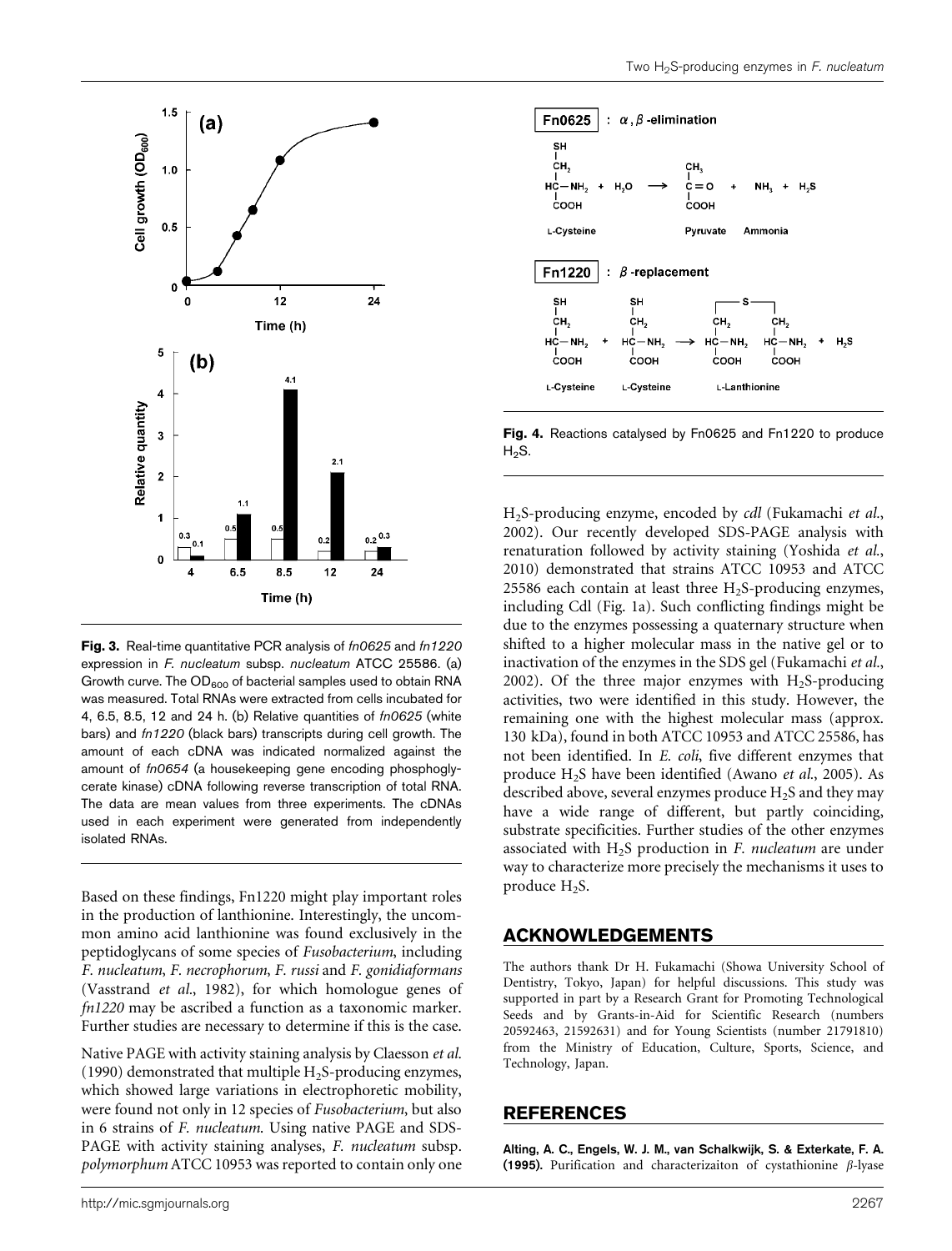**Fig. 3.** Real-time quantitative PCR analysis of *fn0625* and *fn1220* expression in *F. nucleatum* subsp. *nucleatum* ATCC 25586. (a) Growth curve. The $OD_{600}$ of bacterial samples used to obtain RNA was measured. Total RNAs were extracted from cells incubated for 4, 6.5, 8.5, 12 and 24 h. (b) Relative quantities of *fn0625* (white bars) and *fn1220* (black bars) transcripts during cell growth. The amount of each cDNA was indicated normalized against the amount of *fn0654* (a housekeeping gene encoding phosphoglycerate kinase) cDNA following reverse transcription of total RNA. The data are mean values from three experiments. The cDNAs used in each experiment were generated from independently isolated RNAs.

Based on these findings, Fn1220 might play important roles in the production of lanthionine. Interestingly, the uncommon amino acid lanthionine was found exclusively in the peptidoglycans of some species of *Fusobacterium*, including *F. nucleatum*, *F. necrophorum*, *F. russi* and *F. gonidiaformans* (Vasstrand *et al.*, 1982), for which homologue genes of *fn1220* may be ascribed a function as a taxonomic marker. Further studies are necessary to determine if this is the case.

Native PAGE with activity staining analysis by Claesson *et al.* (1990) demonstrated that multiple $H_2S$-producing enzymes, which showed large variations in electrophoretic mobility, were found not only in 12 species of *Fusobacterium*, but also in 6 strains of *F. nucleatum*. Using native PAGE and SDS-PAGE with activity staining analyses, *F. nucleatum* subsp. *polymorphum* ATCC 10953 was reported to contain only one

**Fig. 4.** Reactions catalysed by Fn0625 and Fn1220 to produce $H_2S$.

$H_2S$-producing enzyme, encoded by *cdl* (Fukamachi *et al.*, 2002). Our recently developed SDS-PAGE analysis with renaturation followed by activity staining (Yoshida *et al.*, 2010) demonstrated that strains ATCC 10953 and ATCC 25586 each contain at least three $H_2S$-producing enzymes, including Cdl (Fig. 1a). Such conflicting findings might be due to the enzymes possessing a quaternary structure when shifted to a higher molecular mass in the native gel or to inactivation of the enzymes in the SDS gel (Fukamachi *et al.*, 2002). Of the three major enzymes with $H_2S$-producing activities, two were identified in this study. However, the remaining one with the highest molecular mass (approx. 130 kDa), found in both ATCC 10953 and ATCC 25586, has not been identified. In *E. coli*, five different enzymes that produce $H_2S$ have been identified (Awano *et al.*, 2005). As described above, several enzymes produce $H_2S$ and they may have a wide range of different, but partly coinciding, substrate specificities. Further studies of the other enzymes associated with $H_2S$ production in *F. nucleatum* are under way to characterize more precisely the mechanisms it uses to produce $H_2S$.

## ACKNOWLEDGEMENTS

The authors thank Dr H. Fukamachi (Showa University School of Dentistry, Tokyo, Japan) for helpful discussions. This study was supported in part by a Research Grant for Promoting Technological Seeds and by Grants-in-Aid for Scientific Research (numbers 20592463, 21592631) and for Young Scientists (number 21791810) from the Ministry of Education, Culture, Sports, Science, and Technology, Japan.

## REFERENCES

**Alting, A. C., Engels, W. J. M., van Schalkwijk, S. & Exterkate, F. A. (1995).** Purification and characterizaiton of cystathionine $\beta$-lyase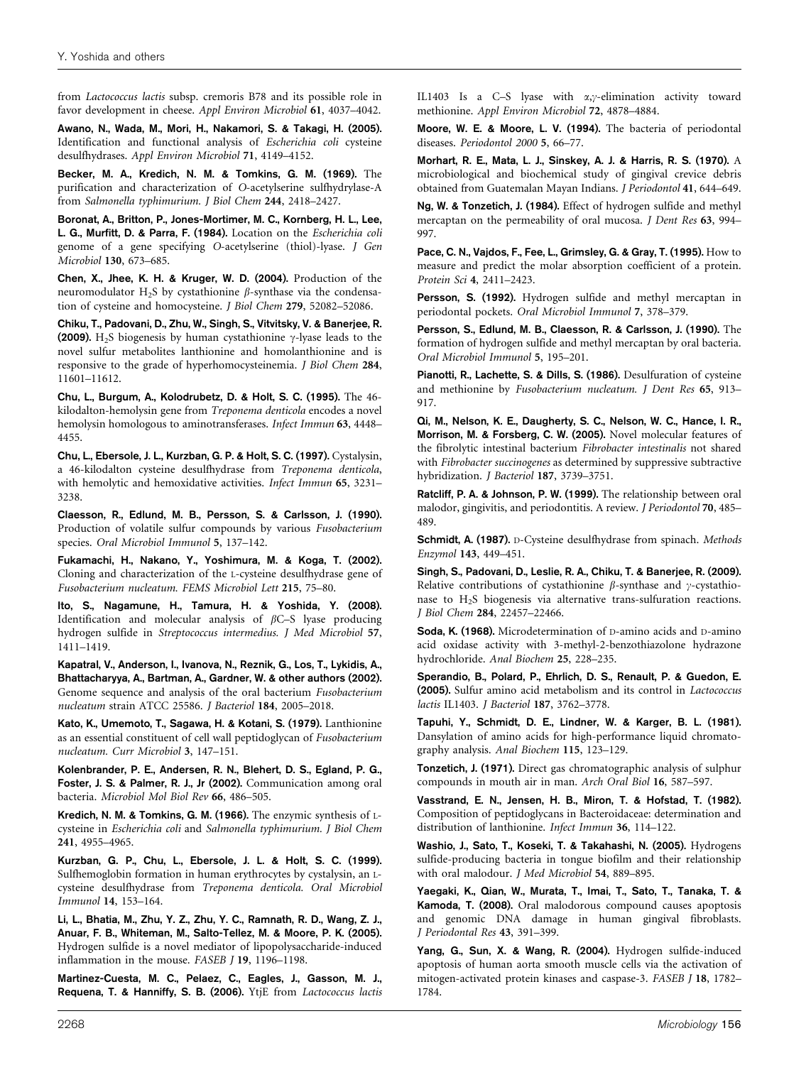from *Lactococcus lactis* subsp. cremoris B78 and its possible role in favor development in cheese. *Appl Environ Microbiol* **61**, 4037–4042.

**Awano, N., Wada, M., Mori, H., Nakamori, S. & Takagi, H. (2005).** Identification and functional analysis of *Escherichia coli* cysteine desulfhydrases. *Appl Environ Microbiol* **71**, 4149–4152.

**Becker, M. A., Kredich, N. M. & Tomkins, G. M. (1969).** The purification and characterization of *O*-acetylserine sulfhydrylase-A from *Salmonella typhimurium*. *J Biol Chem* **244**, 2418–2427.

**Boronat, A., Britton, P., Jones-Mortimer, M. C., Kornberg, H. L., Lee, L. G., Murfitt, D. & Parra, F. (1984).** Location on the *Escherichia coli* genome of a gene specifying *O*-acetylserine (thiol)-lyase. *J Gen Microbiol* **130**, 673–685.

**Chen, X., Jhee, K. H. & Kruger, W. D. (2004).** Production of the neuromodulator $H_2S$ by cystathionine $\beta$-synthase via the condensation of cysteine and homocysteine. *J Biol Chem* **279**, 52082–52086.

**Chiku, T., Padovani, D., Zhu, W., Singh, S., Vitvitsky, V. & Banerjee, R. (2009).** $H_2S$ biogenesis by human cystathionine $\gamma$-lyase leads to the novel sulfur metabolites lanthionine and homolanthionine and is responsive to the grade of hyperhomocysteinemia. *J Biol Chem* **284**, 11601–11612.

**Chu, L., Burgum, A., Kolodrubetz, D. & Holt, S. C. (1995).** The 46-kilodalton-hemolysin gene from *Treponema denticola* encodes a novel hemolysin homologous to aminotransferases. *Infect Immun* **63**, 4448–4455.

**Chu, L., Ebersole, J. L., Kurzban, G. P. & Holt, S. C. (1997).** Cystalysin, a 46-kilodalton cysteine desulfhydrase from *Treponema denticola*, with hemolytic and hemoxidative activities. *Infect Immun* **65**, 3231–3238.

**Claesson, R., Edlund, M. B., Persson, S. & Carlsson, J. (1990).** Production of volatile sulfur compounds by various *Fusobacterium* species. *Oral Microbiol Immunol* **5**, 137–142.

**Fukamachi, H., Nakano, Y., Yoshimura, M. & Koga, T. (2002).** Cloning and characterization of the L-cysteine desulfhydrase gene of *Fusobacterium nucleatum*. *FEMS Microbiol Lett* **215**, 75–80.

**Ito, S., Nagamune, H., Tamura, H. & Yoshida, Y. (2008).** Identification and molecular analysis of $\beta$C–S lyase producing hydrogen sulfide in *Streptococcus intermedius*. *J Med Microbiol* **57**, 1411–1419.

**Kapatral, V., Anderson, I., Ivanova, N., Reznik, G., Los, T., Lykidis, A., Bhattacharyya, A., Bartman, A., Gardner, W. & other authors (2002).** Genome sequence and analysis of the oral bacterium *Fusobacterium nucleatum* strain ATCC 25586. *J Bacteriol* **184**, 2005–2018.

**Kato, K., Umemoto, T., Sagawa, H. & Kotani, S. (1979).** Lanthionine as an essential constituent of cell wall peptidoglycan of *Fusobacterium nucleatum*. *Curr Microbiol* **3**, 147–151.

**Kolenbrander, P. E., Andersen, R. N., Blehert, D. S., Egland, P. G., Foster, J. S. & Palmer, R. J., Jr (2002).** Communication among oral bacteria. *Microbiol Mol Biol Rev* **66**, 486–505.

**Kredich, N. M. & Tomkins, G. M. (1966).** The enzymic synthesis of L-cysteine in *Escherichia coli* and *Salmonella typhimurium*. *J Biol Chem* **241**, 4955–4965.

**Kurzban, G. P., Chu, L., Ebersole, J. L. & Holt, S. C. (1999).** Sulfhemoglobin formation in human erythrocytes by cystalysin, an L-cysteine desulfhydrase from *Treponema denticola*. *Oral Microbiol Immunol* **14**, 153–164.

**Li, L., Bhatia, M., Zhu, Y. Z., Zhu, Y. C., Ramnath, R. D., Wang, Z. J., Anuar, F. B., Whiteman, M., Salto-Tellez, M. & Moore, P. K. (2005).** Hydrogen sulfide is a novel mediator of lipopolysaccharide-induced inflammation in the mouse. *FASEB J* **19**, 1196–1198.

**Martinez-Cuesta, M. C., Pelaez, C., Eagles, J., Gasson, M. J., Requena, T. & Hanniffy, S. B. (2006).** YtjE from *Lactococcus lactis* IL1403 Is a C–S lyase with $\alpha,\gamma$-elimination activity toward methionine. *Appl Environ Microbiol* **72**, 4878–4884.

**Moore, W. E. & Moore, L. V. (1994).** The bacteria of periodontal diseases. *Periodontol 2000* **5**, 66–77.

**Morhart, R. E., Mata, L. J., Sinskey, A. J. & Harris, R. S. (1970).** A microbiological and biochemical study of gingival crevice debris obtained from Guatemalan Mayan Indians. *J Periodontol* **41**, 644–649.

**Ng, W. & Tonzetich, J. (1984).** Effect of hydrogen sulfide and methyl mercaptan on the permeability of oral mucosa. *J Dent Res* **63**, 994–997.

**Pace, C. N., Vajdos, F., Fee, L., Grimsley, G. & Gray, T. (1995).** How to measure and predict the molar absorption coefficient of a protein. *Protein Sci* **4**, 2411–2423.

**Persson, S. (1992).** Hydrogen sulfide and methyl mercaptan in periodontal pockets. *Oral Microbiol Immunol* **7**, 378–379.

**Persson, S., Edlund, M. B., Claesson, R. & Carlsson, J. (1990).** The formation of hydrogen sulfide and methyl mercaptan by oral bacteria. *Oral Microbiol Immunol* **5**, 195–201.

**Pianotti, R., Lachette, S. & Dills, S. (1986).** Desulfuration of cysteine and methionine by *Fusobacterium nucleatum*. *J Dent Res* **65**, 913–917.

**Qi, M., Nelson, K. E., Daugherty, S. C., Nelson, W. C., Hance, I. R., Morrison, M. & Forsberg, C. W. (2005).** Novel molecular features of the fibrolytic intestinal bacterium *Fibrobacter intestinalis* not shared with *Fibrobacter succinogenes* as determined by suppressive subtractive hybridization. *J Bacteriol* **187**, 3739–3751.

**Ratcliff, P. A. & Johnson, P. W. (1999).** The relationship between oral malodor, gingivitis, and periodontitis. A review. *J Periodontol* **70**, 485–489.

**Schmidt, A. (1987).** D-Cysteine desulfhydrase from spinach. *Methods Enzymol* **143**, 449–451.

**Singh, S., Padovani, D., Leslie, R. A., Chiku, T. & Banerjee, R. (2009).** Relative contributions of cystathionine $\beta$-synthase and $\gamma$-cystathionase to $H_2S$ biogenesis via alternative trans-sulfuration reactions. *J Biol Chem* **284**, 22457–22466.

**Soda, K. (1968).** Microdetermination of D-amino acids and D-amino acid oxidase activity with 3-methyl-2-benzothiazolone hydrazone hydrochloride. *Anal Biochem* **25**, 228–235.

**Sperandio, B., Polard, P., Ehrlich, D. S., Renault, P. & Guedon, E. (2005).** Sulfur amino acid metabolism and its control in *Lactococcus lactis* IL1403. *J Bacteriol* **187**, 3762–3778.

**Tapuhi, Y., Schmidt, D. E., Lindner, W. & Karger, B. L. (1981).** Dansylation of amino acids for high-performance liquid chromatography analysis. *Anal Biochem* **115**, 123–129.

**Tonzetich, J. (1971).** Direct gas chromatographic analysis of sulphur compounds in mouth air in man. *Arch Oral Biol* **16**, 587–597.

**Vasstrand, E. N., Jensen, H. B., Miron, T. & Hofstad, T. (1982).** Composition of peptidoglycans in Bacteroidaceae: determination and distribution of lanthionine. *Infect Immun* **36**, 114–122.

**Washio, J., Sato, T., Koseki, T. & Takahashi, N. (2005).** Hydrogens sulfide-producing bacteria in tongue biofilm and their relationship with oral malodour. *J Med Microbiol* **54**, 889–895.

**Yaegaki, K., Qian, W., Murata, T., Imai, T., Sato, T., Tanaka, T. & Kamoda, T. (2008).** Oral malodorous compound causes apoptosis and genomic DNA damage in human gingival fibroblasts. *J Periodontal Res* **43**, 391–399.

**Yang, G., Sun, X. & Wang, R. (2004).** Hydrogen sulfide-induced apoptosis of human aorta smooth muscle cells via the activation of mitogen-activated protein kinases and caspase-3. *FASEB J* **18**, 1782–1784.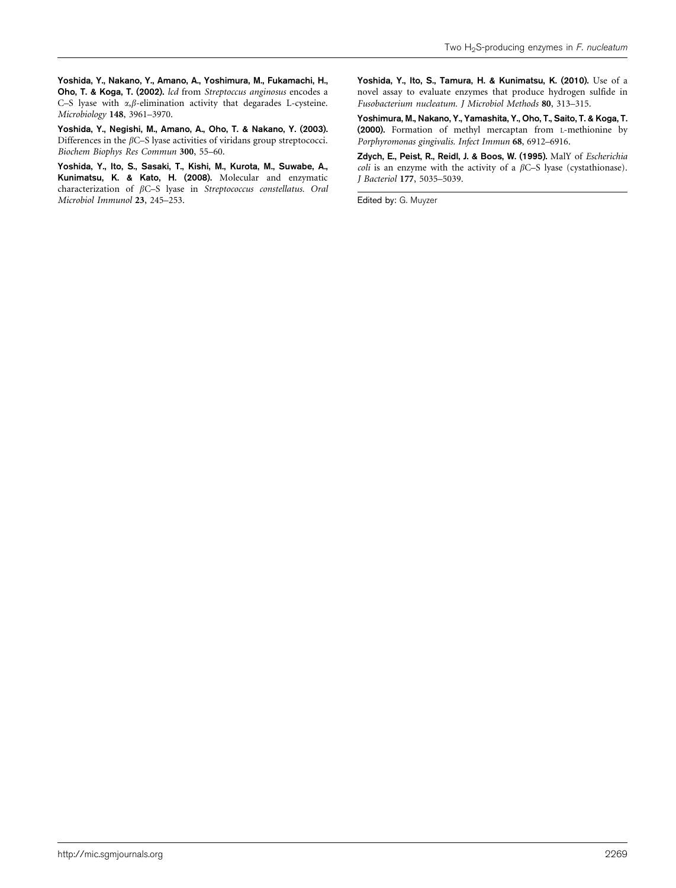**Yoshida, Y., Nakano, Y., Amano, A., Yoshimura, M., Fukamachi, H., Oho, T. & Koga, T. (2002).** *lcd* from *Streptoccus anginosus* encodes a C–S lyase with α,β-elimination activity that degarades L-cysteine. *Microbiology* **148**, 3961–3970.

**Yoshida, Y., Negishi, M., Amano, A., Oho, T. & Nakano, Y. (2003).** Differences in the βC–S lyase activities of viridans group streptococci. *Biochem Biophys Res Commun* **300**, 55–60.

**Yoshida, Y., Ito, S., Sasaki, T., Kishi, M., Kurota, M., Suwabe, A., Kunimatsu, K. & Kato, H. (2008).** Molecular and enzymatic characterization of βC–S lyase in *Streptococcus constellatus. Oral Microbiol Immunol* **23**, 245–253.

**Yoshida, Y., Ito, S., Tamura, H. & Kunimatsu, K. (2010).** Use of a novel assay to evaluate enzymes that produce hydrogen sulfide in *Fusobacterium nucleatum. J Microbiol Methods* **80**, 313–315.

**Yoshimura, M., Nakano, Y., Yamashita, Y., Oho, T., Saito, T. & Koga, T. (2000).** Formation of methyl mercaptan from L-methionine by *Porphyromonas gingivalis. Infect Immun* **68**, 6912–6916.

**Zdych, E., Peist, R., Reidl, J. & Boos, W. (1995).** MalY of *Escherichia coli* is an enzyme with the activity of a βC–S lyase (cystathionase). *J Bacteriol* **177**, 5035–5039.

Edited by: G. Muyzer